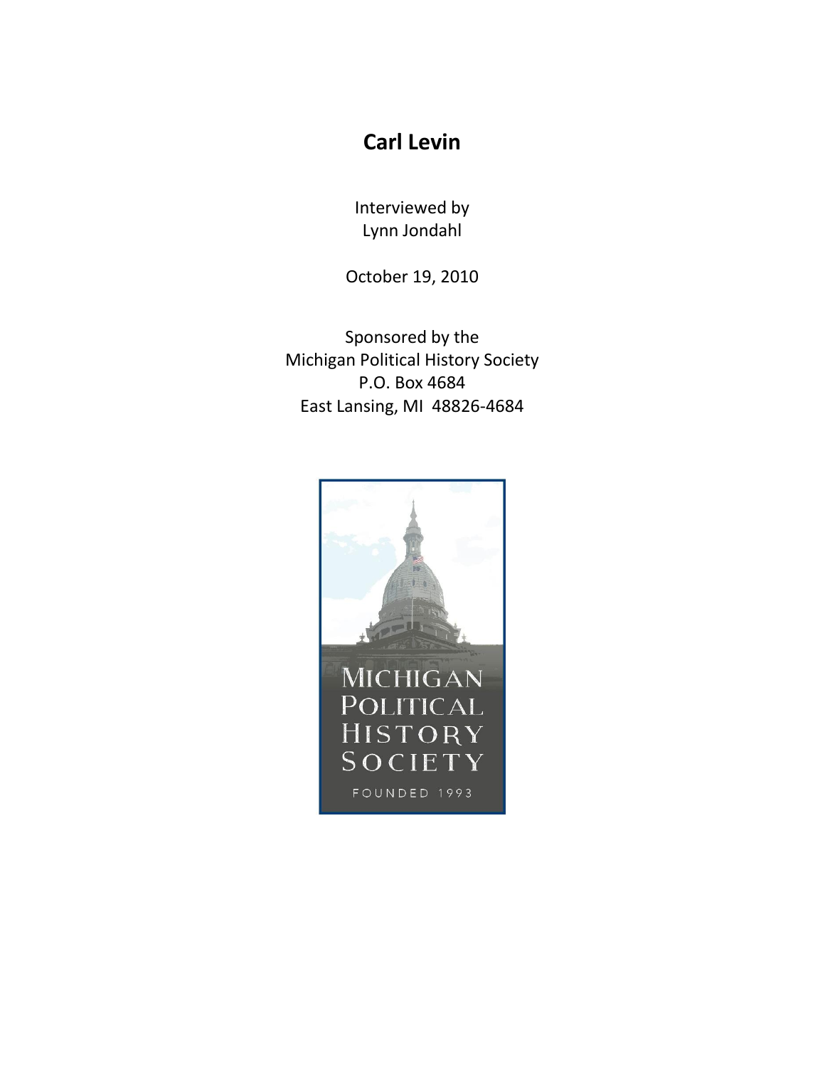# Carl Levin

Interviewed by
Lynn Jondahl

October 19, 2010

Sponsored by the
Michigan Political History Society
P.O. Box 4684
East Lansing, MI 48826-4684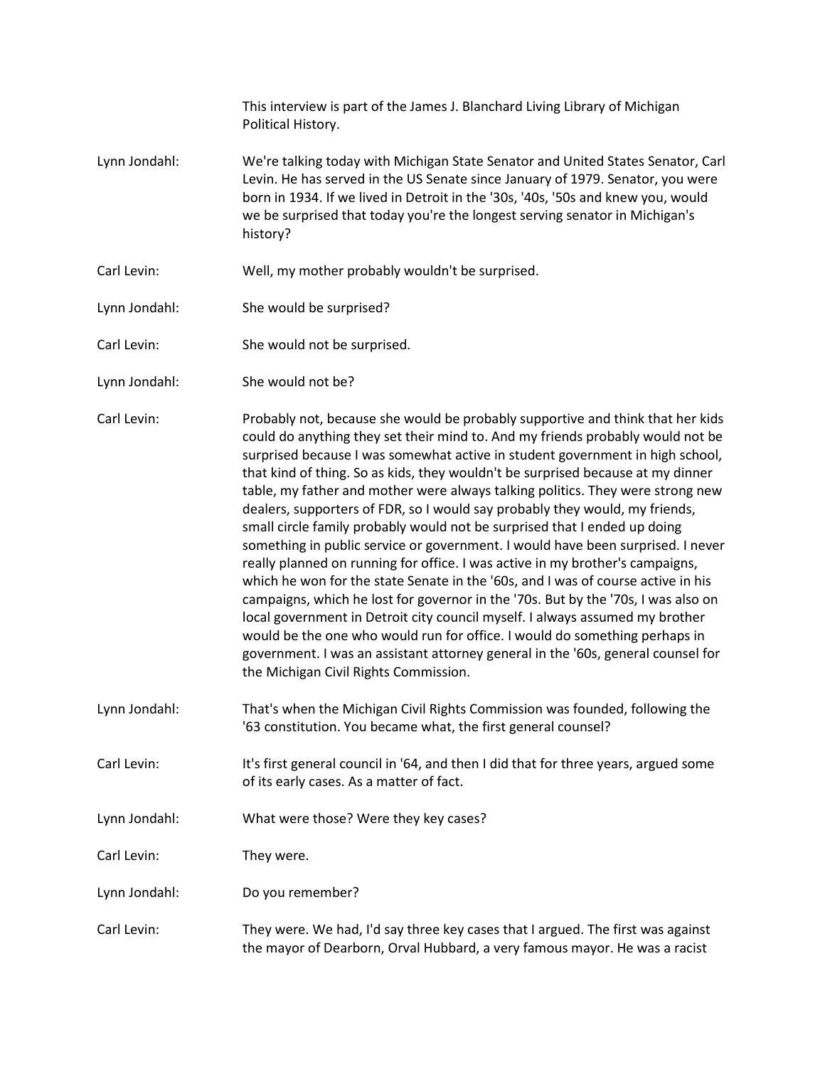This interview is part of the James J. Blanchard Living Library of Michigan Political History.

**Lynn Jondahl:** We're talking today with Michigan State Senator and United States Senator, Carl Levin. He has served in the US Senate since January of 1979. Senator, you were born in 1934. If we lived in Detroit in the '30s, '40s, '50s and knew you, would we be surprised that today you're the longest serving senator in Michigan's history?

**Carl Levin:** Well, my mother probably wouldn't be surprised.

**Lynn Jondahl:** She would be surprised?

**Carl Levin:** She would not be surprised.

**Lynn Jondahl:** She would not be?

**Carl Levin:** Probably not, because she would be probably supportive and think that her kids could do anything they set their mind to. And my friends probably would not be surprised because I was somewhat active in student government in high school, that kind of thing. So as kids, they wouldn't be surprised because at my dinner table, my father and mother were always talking politics. They were strong new dealers, supporters of FDR, so I would say probably they would, my friends, small circle family probably would not be surprised that I ended up doing something in public service or government. I would have been surprised. I never really planned on running for office. I was active in my brother's campaigns, which he won for the state Senate in the '60s, and I was of course active in his campaigns, which he lost for governor in the '70s. But by the '70s, I was also on local government in Detroit city council myself. I always assumed my brother would be the one who would run for office. I would do something perhaps in government. I was an assistant attorney general in the '60s, general counsel for the Michigan Civil Rights Commission.

**Lynn Jondahl:** That's when the Michigan Civil Rights Commission was founded, following the '63 constitution. You became what, the first general counsel?

**Carl Levin:** It's first general council in '64, and then I did that for three years, argued some of its early cases. As a matter of fact.

**Lynn Jondahl:** What were those? Were they key cases?

**Carl Levin:** They were.

**Lynn Jondahl:** Do you remember?

**Carl Levin:** They were. We had, I'd say three key cases that I argued. The first was against the mayor of Dearborn, Orval Hubbard, a very famous mayor. He was a racist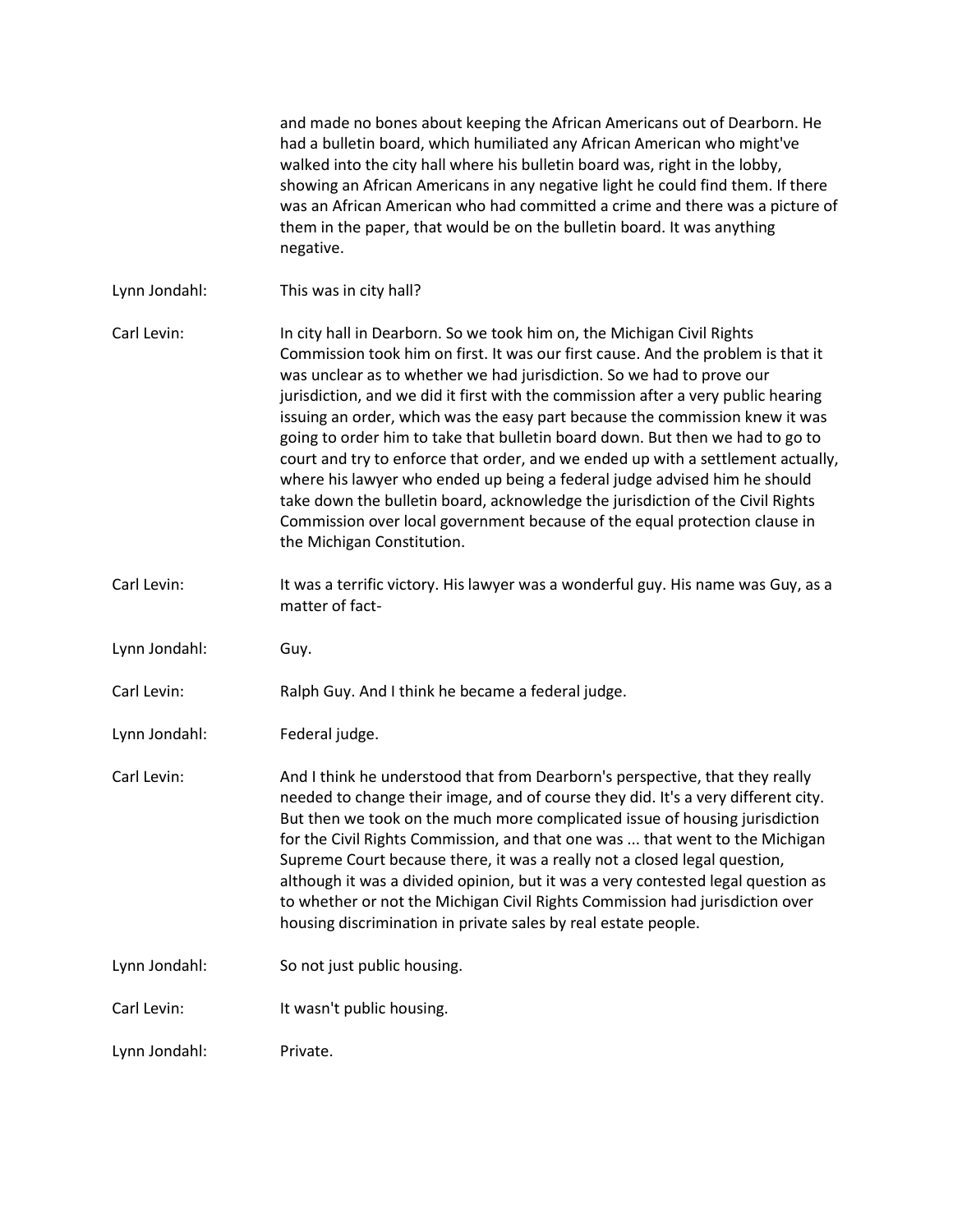and made no bones about keeping the African Americans out of Dearborn. He had a bulletin board, which humiliated any African American who might've walked into the city hall where his bulletin board was, right in the lobby, showing an African Americans in any negative light he could find them. If there was an African American who had committed a crime and there was a picture of them in the paper, that would be on the bulletin board. It was anything negative.

Lynn Jondahl: This was in city hall?

Carl Levin: In city hall in Dearborn. So we took him on, the Michigan Civil Rights Commission took him on first. It was our first cause. And the problem is that it was unclear as to whether we had jurisdiction. So we had to prove our jurisdiction, and we did it first with the commission after a very public hearing issuing an order, which was the easy part because the commission knew it was going to order him to take that bulletin board down. But then we had to go to court and try to enforce that order, and we ended up with a settlement actually, where his lawyer who ended up being a federal judge advised him he should take down the bulletin board, acknowledge the jurisdiction of the Civil Rights Commission over local government because of the equal protection clause in the Michigan Constitution.

Carl Levin: It was a terrific victory. His lawyer was a wonderful guy. His name was Guy, as a matter of fact-

Lynn Jondahl: Guy.

Carl Levin: Ralph Guy. And I think he became a federal judge.

Lynn Jondahl: Federal judge.

Carl Levin: And I think he understood that from Dearborn's perspective, that they really needed to change their image, and of course they did. It's a very different city. But then we took on the much more complicated issue of housing jurisdiction for the Civil Rights Commission, and that one was ... that went to the Michigan Supreme Court because there, it was a really not a closed legal question, although it was a divided opinion, but it was a very contested legal question as to whether or not the Michigan Civil Rights Commission had jurisdiction over housing discrimination in private sales by real estate people.

Lynn Jondahl: So not just public housing.

Carl Levin: It wasn't public housing.

Lynn Jondahl: Private.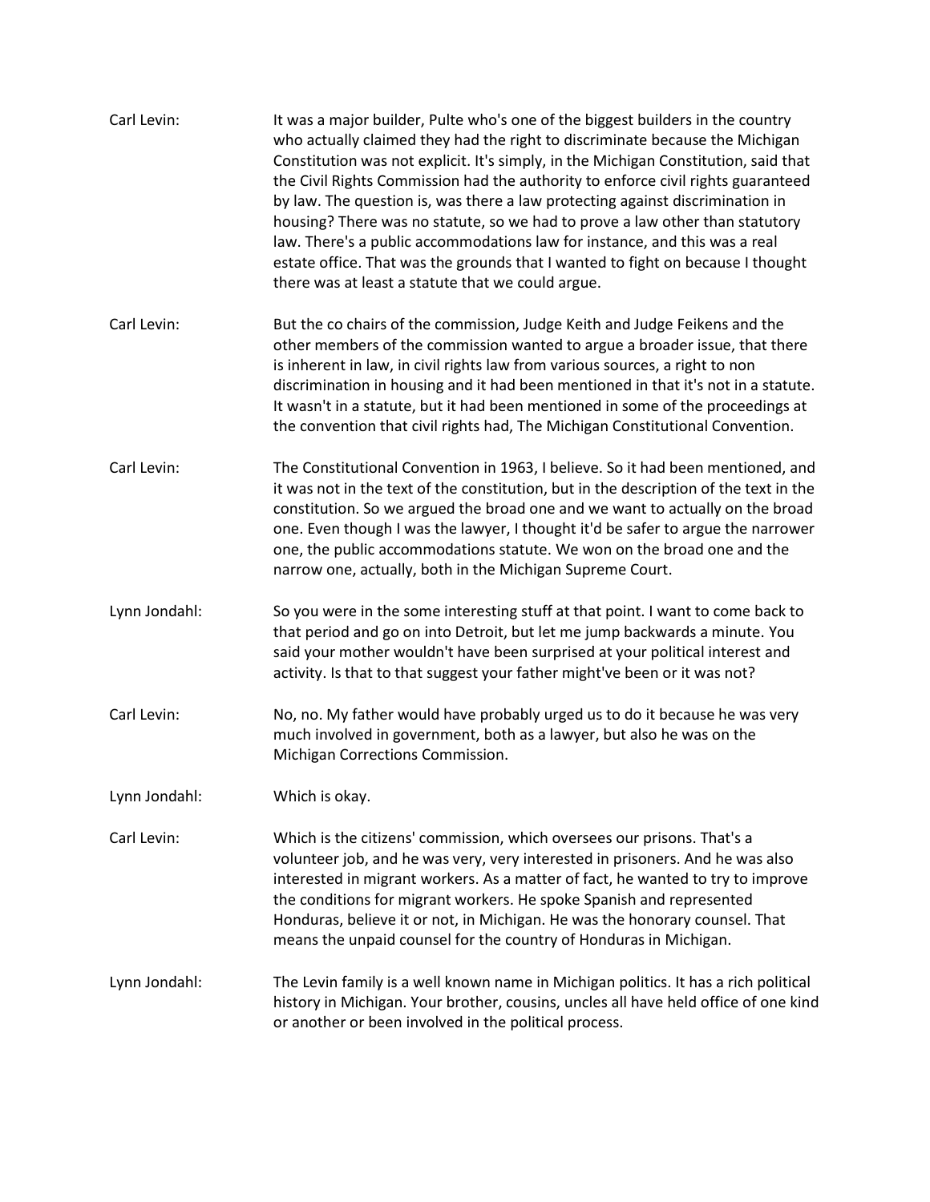Carl Levin: It was a major builder, Pulte who's one of the biggest builders in the country who actually claimed they had the right to discriminate because the Michigan Constitution was not explicit. It's simply, in the Michigan Constitution, said that the Civil Rights Commission had the authority to enforce civil rights guaranteed by law. The question is, was there a law protecting against discrimination in housing? There was no statute, so we had to prove a law other than statutory law. There's a public accommodations law for instance, and this was a real estate office. That was the grounds that I wanted to fight on because I thought there was at least a statute that we could argue.

Carl Levin: But the co chairs of the commission, Judge Keith and Judge Feikens and the other members of the commission wanted to argue a broader issue, that there is inherent in law, in civil rights law from various sources, a right to non discrimination in housing and it had been mentioned in that it's not in a statute. It wasn't in a statute, but it had been mentioned in some of the proceedings at the convention that civil rights had, The Michigan Constitutional Convention.

Carl Levin: The Constitutional Convention in 1963, I believe. So it had been mentioned, and it was not in the text of the constitution, but in the description of the text in the constitution. So we argued the broad one and we want to actually on the broad one. Even though I was the lawyer, I thought it'd be safer to argue the narrower one, the public accommodations statute. We won on the broad one and the narrow one, actually, both in the Michigan Supreme Court.

Lynn Jondahl: So you were in the some interesting stuff at that point. I want to come back to that period and go on into Detroit, but let me jump backwards a minute. You said your mother wouldn't have been surprised at your political interest and activity. Is that to that suggest your father might've been or it was not?

Carl Levin: No, no. My father would have probably urged us to do it because he was very much involved in government, both as a lawyer, but also he was on the Michigan Corrections Commission.

Lynn Jondahl: Which is okay.

Carl Levin: Which is the citizens' commission, which oversees our prisons. That's a volunteer job, and he was very, very interested in prisoners. And he was also interested in migrant workers. As a matter of fact, he wanted to try to improve the conditions for migrant workers. He spoke Spanish and represented Honduras, believe it or not, in Michigan. He was the honorary counsel. That means the unpaid counsel for the country of Honduras in Michigan.

Lynn Jondahl: The Levin family is a well known name in Michigan politics. It has a rich political history in Michigan. Your brother, cousins, uncles all have held office of one kind or another or been involved in the political process.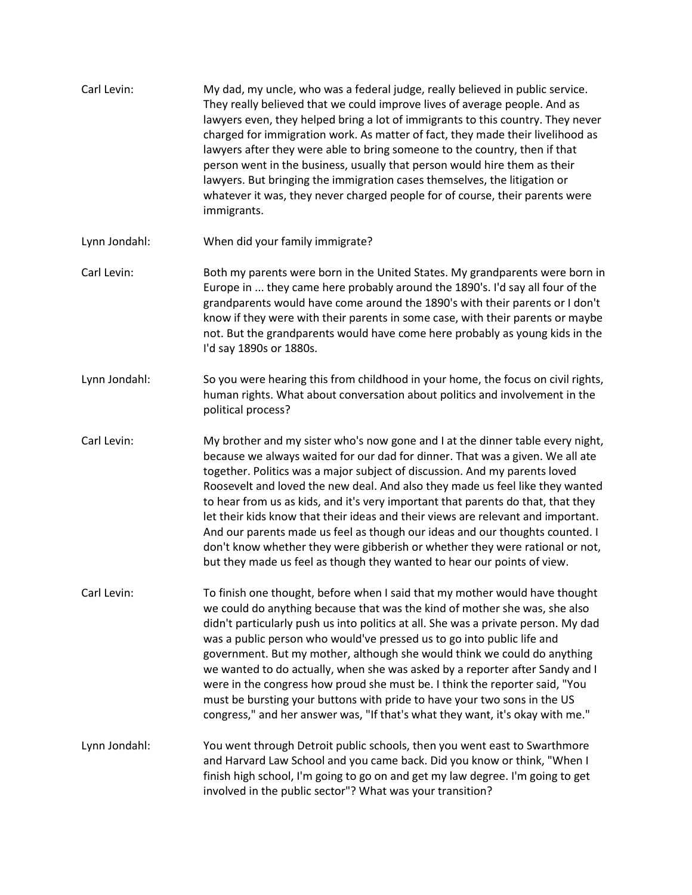Carl Levin: My dad, my uncle, who was a federal judge, really believed in public service. They really believed that we could improve lives of average people. And as lawyers even, they helped bring a lot of immigrants to this country. They never charged for immigration work. As matter of fact, they made their livelihood as lawyers after they were able to bring someone to the country, then if that person went in the business, usually that person would hire them as their lawyers. But bringing the immigration cases themselves, the litigation or whatever it was, they never charged people for of course, their parents were immigrants.

Lynn Jondahl: When did your family immigrate?

Carl Levin: Both my parents were born in the United States. My grandparents were born in Europe in ... they came here probably around the 1890's. I'd say all four of the grandparents would have come around the 1890's with their parents or I don't know if they were with their parents in some case, with their parents or maybe not. But the grandparents would have come here probably as young kids in the I'd say 1890s or 1880s.

Lynn Jondahl: So you were hearing this from childhood in your home, the focus on civil rights, human rights. What about conversation about politics and involvement in the political process?

Carl Levin: My brother and my sister who's now gone and I at the dinner table every night, because we always waited for our dad for dinner. That was a given. We all ate together. Politics was a major subject of discussion. And my parents loved Roosevelt and loved the new deal. And also they made us feel like they wanted to hear from us as kids, and it's very important that parents do that, that they let their kids know that their ideas and their views are relevant and important. And our parents made us feel as though our ideas and our thoughts counted. I don't know whether they were gibberish or whether they were rational or not, but they made us feel as though they wanted to hear our points of view.

Carl Levin: To finish one thought, before when I said that my mother would have thought we could do anything because that was the kind of mother she was, she also didn't particularly push us into politics at all. She was a private person. My dad was a public person who would've pressed us to go into public life and government. But my mother, although she would think we could do anything we wanted to do actually, when she was asked by a reporter after Sandy and I were in the congress how proud she must be. I think the reporter said, "You must be bursting your buttons with pride to have your two sons in the US congress," and her answer was, "If that's what they want, it's okay with me."

Lynn Jondahl: You went through Detroit public schools, then you went east to Swarthmore and Harvard Law School and you came back. Did you know or think, "When I finish high school, I'm going to go on and get my law degree. I'm going to get involved in the public sector"? What was your transition?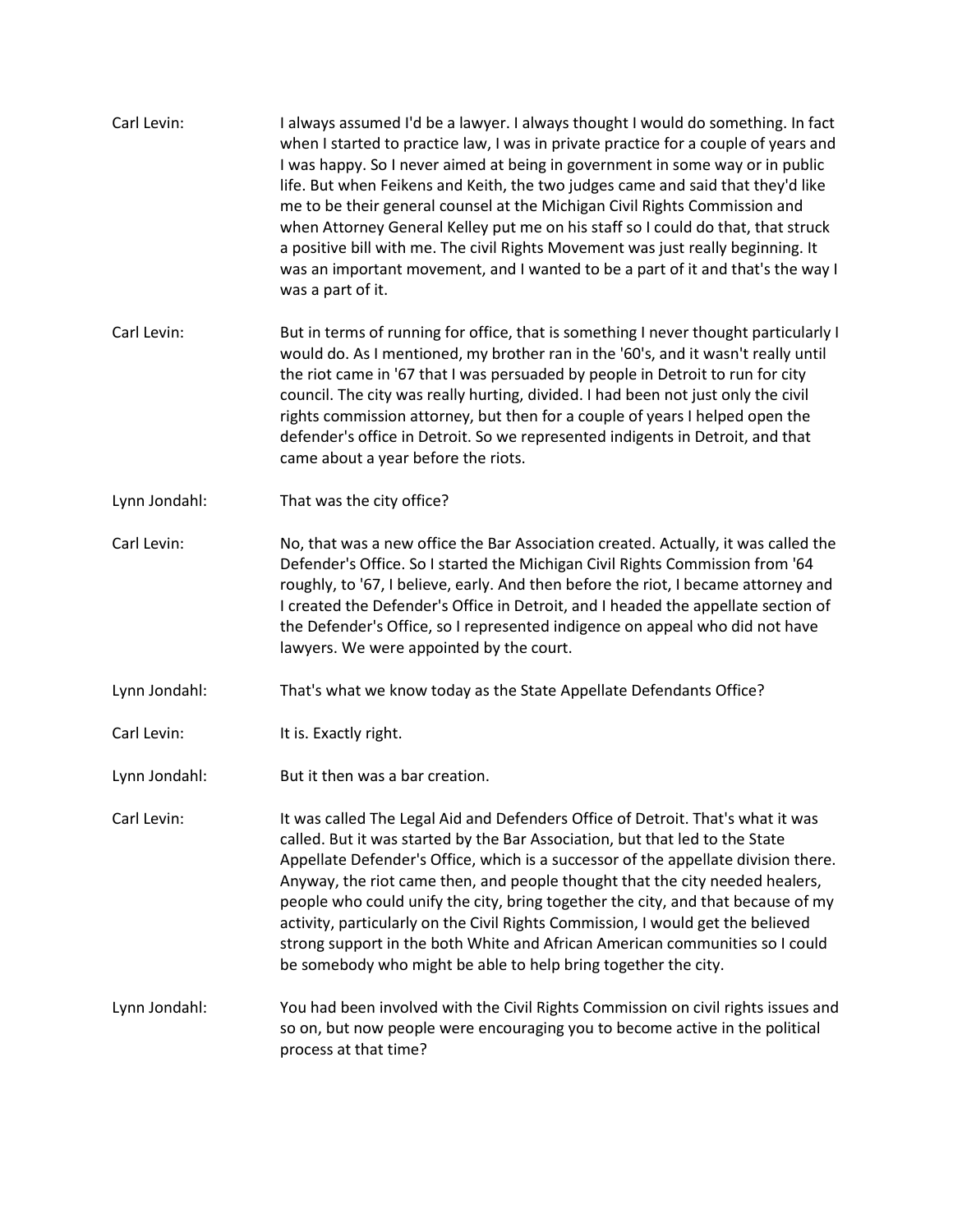Carl Levin: I always assumed I'd be a lawyer. I always thought I would do something. In fact when I started to practice law, I was in private practice for a couple of years and I was happy. So I never aimed at being in government in some way or in public life. But when Feikens and Keith, the two judges came and said that they'd like me to be their general counsel at the Michigan Civil Rights Commission and when Attorney General Kelley put me on his staff so I could do that, that struck a positive bill with me. The civil Rights Movement was just really beginning. It was an important movement, and I wanted to be a part of it and that's the way I was a part of it.

Carl Levin: But in terms of running for office, that is something I never thought particularly I would do. As I mentioned, my brother ran in the '60's, and it wasn't really until the riot came in '67 that I was persuaded by people in Detroit to run for city council. The city was really hurting, divided. I had been not just only the civil rights commission attorney, but then for a couple of years I helped open the defender's office in Detroit. So we represented indigents in Detroit, and that came about a year before the riots.

Lynn Jondahl: That was the city office?

Carl Levin: No, that was a new office the Bar Association created. Actually, it was called the Defender's Office. So I started the Michigan Civil Rights Commission from '64 roughly, to '67, I believe, early. And then before the riot, I became attorney and I created the Defender's Office in Detroit, and I headed the appellate section of the Defender's Office, so I represented indigence on appeal who did not have lawyers. We were appointed by the court.

Lynn Jondahl: That's what we know today as the State Appellate Defendants Office?

Carl Levin: It is. Exactly right.

Lynn Jondahl: But it then was a bar creation.

Carl Levin: It was called The Legal Aid and Defenders Office of Detroit. That's what it was called. But it was started by the Bar Association, but that led to the State Appellate Defender's Office, which is a successor of the appellate division there. Anyway, the riot came then, and people thought that the city needed healers, people who could unify the city, bring together the city, and that because of my activity, particularly on the Civil Rights Commission, I would get the believed strong support in the both White and African American communities so I could be somebody who might be able to help bring together the city.

Lynn Jondahl: You had been involved with the Civil Rights Commission on civil rights issues and so on, but now people were encouraging you to become active in the political process at that time?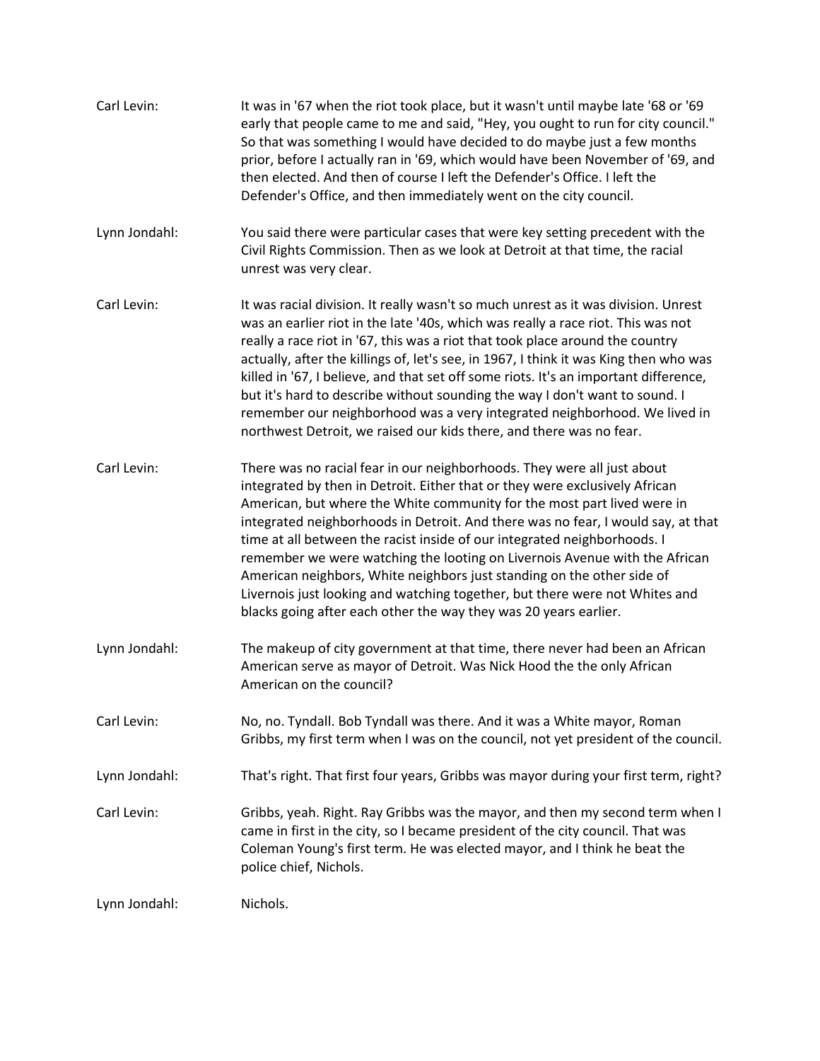Carl Levin: It was in '67 when the riot took place, but it wasn't until maybe late '68 or '69 early that people came to me and said, "Hey, you ought to run for city council." So that was something I would have decided to do maybe just a few months prior, before I actually ran in '69, which would have been November of '69, and then elected. And then of course I left the Defender's Office. I left the Defender's Office, and then immediately went on the city council.

Lynn Jondahl: You said there were particular cases that were key setting precedent with the Civil Rights Commission. Then as we look at Detroit at that time, the racial unrest was very clear.

Carl Levin: It was racial division. It really wasn't so much unrest as it was division. Unrest was an earlier riot in the late '40s, which was really a race riot. This was not really a race riot in '67, this was a riot that took place around the country actually, after the killings of, let's see, in 1967, I think it was King then who was killed in '67, I believe, and that set off some riots. It's an important difference, but it's hard to describe without sounding the way I don't want to sound. I remember our neighborhood was a very integrated neighborhood. We lived in northwest Detroit, we raised our kids there, and there was no fear.

Carl Levin: There was no racial fear in our neighborhoods. They were all just about integrated by then in Detroit. Either that or they were exclusively African American, but where the White community for the most part lived were in integrated neighborhoods in Detroit. And there was no fear, I would say, at that time at all between the racist inside of our integrated neighborhoods. I remember we were watching the looting on Livernois Avenue with the African American neighbors, White neighbors just standing on the other side of Livernois just looking and watching together, but there were not Whites and blacks going after each other the way they was 20 years earlier.

Lynn Jondahl: The makeup of city government at that time, there never had been an African American serve as mayor of Detroit. Was Nick Hood the the only African American on the council?

Carl Levin: No, no. Tyndall. Bob Tyndall was there. And it was a White mayor, Roman Gribbs, my first term when I was on the council, not yet president of the council.

Lynn Jondahl: That's right. That first four years, Gribbs was mayor during your first term, right?

Carl Levin: Gribbs, yeah. Right. Ray Gribbs was the mayor, and then my second term when I came in first in the city, so I became president of the city council. That was Coleman Young's first term. He was elected mayor, and I think he beat the police chief, Nichols.

Lynn Jondahl: Nichols.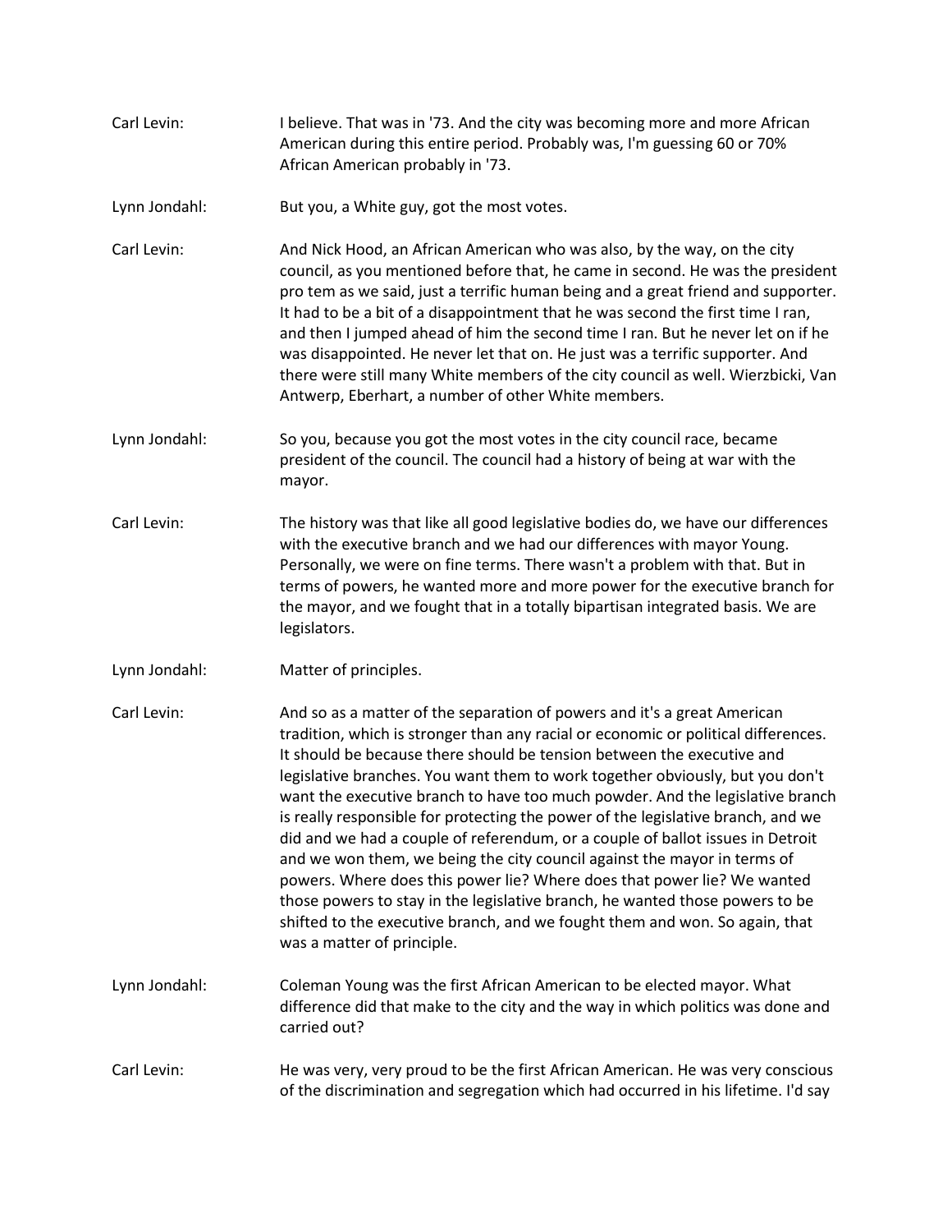Carl Levin: I believe. That was in '73. And the city was becoming more and more African American during this entire period. Probably was, I'm guessing 60 or 70% African American probably in '73.

Lynn Jondahl: But you, a White guy, got the most votes.

Carl Levin: And Nick Hood, an African American who was also, by the way, on the city council, as you mentioned before that, he came in second. He was the president pro tem as we said, just a terrific human being and a great friend and supporter. It had to be a bit of a disappointment that he was second the first time I ran, and then I jumped ahead of him the second time I ran. But he never let on if he was disappointed. He never let that on. He just was a terrific supporter. And there were still many White members of the city council as well. Wierzbicki, Van Antwerp, Eberhart, a number of other White members.

Lynn Jondahl: So you, because you got the most votes in the city council race, became president of the council. The council had a history of being at war with the mayor.

Carl Levin: The history was that like all good legislative bodies do, we have our differences with the executive branch and we had our differences with mayor Young. Personally, we were on fine terms. There wasn't a problem with that. But in terms of powers, he wanted more and more power for the executive branch for the mayor, and we fought that in a totally bipartisan integrated basis. We are legislators.

Lynn Jondahl: Matter of principles.

Carl Levin: And so as a matter of the separation of powers and it's a great American tradition, which is stronger than any racial or economic or political differences. It should be because there should be tension between the executive and legislative branches. You want them to work together obviously, but you don't want the executive branch to have too much powder. And the legislative branch is really responsible for protecting the power of the legislative branch, and we did and we had a couple of referendum, or a couple of ballot issues in Detroit and we won them, we being the city council against the mayor in terms of powers. Where does this power lie? Where does that power lie? We wanted those powers to stay in the legislative branch, he wanted those powers to be shifted to the executive branch, and we fought them and won. So again, that was a matter of principle.

Lynn Jondahl: Coleman Young was the first African American to be elected mayor. What difference did that make to the city and the way in which politics was done and carried out?

Carl Levin: He was very, very proud to be the first African American. He was very conscious of the discrimination and segregation which had occurred in his lifetime. I'd say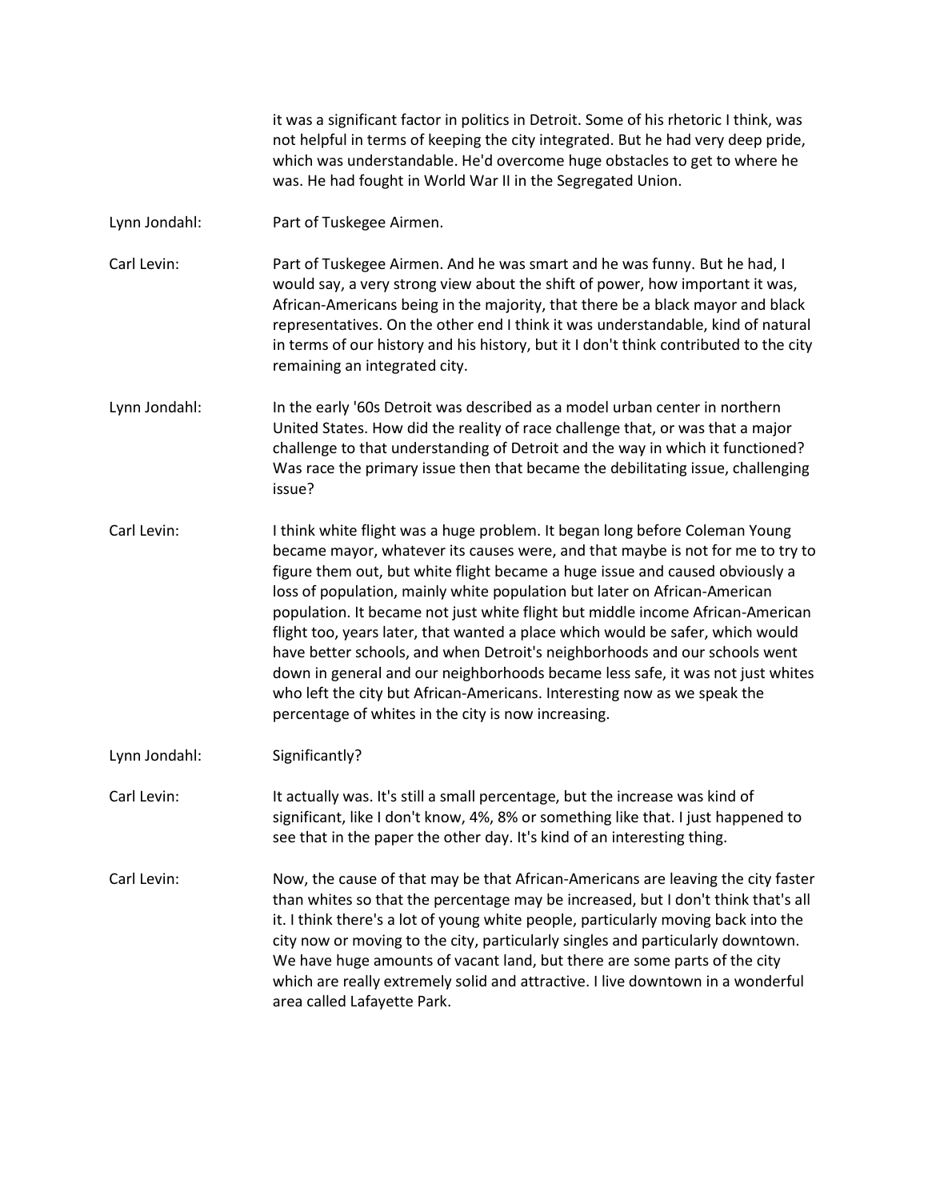it was a significant factor in politics in Detroit. Some of his rhetoric I think, was not helpful in terms of keeping the city integrated. But he had very deep pride, which was understandable. He'd overcome huge obstacles to get to where he was. He had fought in World War II in the Segregated Union.

Lynn Jondahl: Part of Tuskegee Airmen.

Carl Levin: Part of Tuskegee Airmen. And he was smart and he was funny. But he had, I would say, a very strong view about the shift of power, how important it was, African-Americans being in the majority, that there be a black mayor and black representatives. On the other end I think it was understandable, kind of natural in terms of our history and his history, but it I don't think contributed to the city remaining an integrated city.

Lynn Jondahl: In the early '60s Detroit was described as a model urban center in northern United States. How did the reality of race challenge that, or was that a major challenge to that understanding of Detroit and the way in which it functioned? Was race the primary issue then that became the debilitating issue, challenging issue?

Carl Levin: I think white flight was a huge problem. It began long before Coleman Young became mayor, whatever its causes were, and that maybe is not for me to try to figure them out, but white flight became a huge issue and caused obviously a loss of population, mainly white population but later on African-American population. It became not just white flight but middle income African-American flight too, years later, that wanted a place which would be safer, which would have better schools, and when Detroit's neighborhoods and our schools went down in general and our neighborhoods became less safe, it was not just whites who left the city but African-Americans. Interesting now as we speak the percentage of whites in the city is now increasing.

Lynn Jondahl: Significantly?

Carl Levin: It actually was. It's still a small percentage, but the increase was kind of significant, like I don't know, 4%, 8% or something like that. I just happened to see that in the paper the other day. It's kind of an interesting thing.

Carl Levin: Now, the cause of that may be that African-Americans are leaving the city faster than whites so that the percentage may be increased, but I don't think that's all it. I think there's a lot of young white people, particularly moving back into the city now or moving to the city, particularly singles and particularly downtown. We have huge amounts of vacant land, but there are some parts of the city which are really extremely solid and attractive. I live downtown in a wonderful area called Lafayette Park.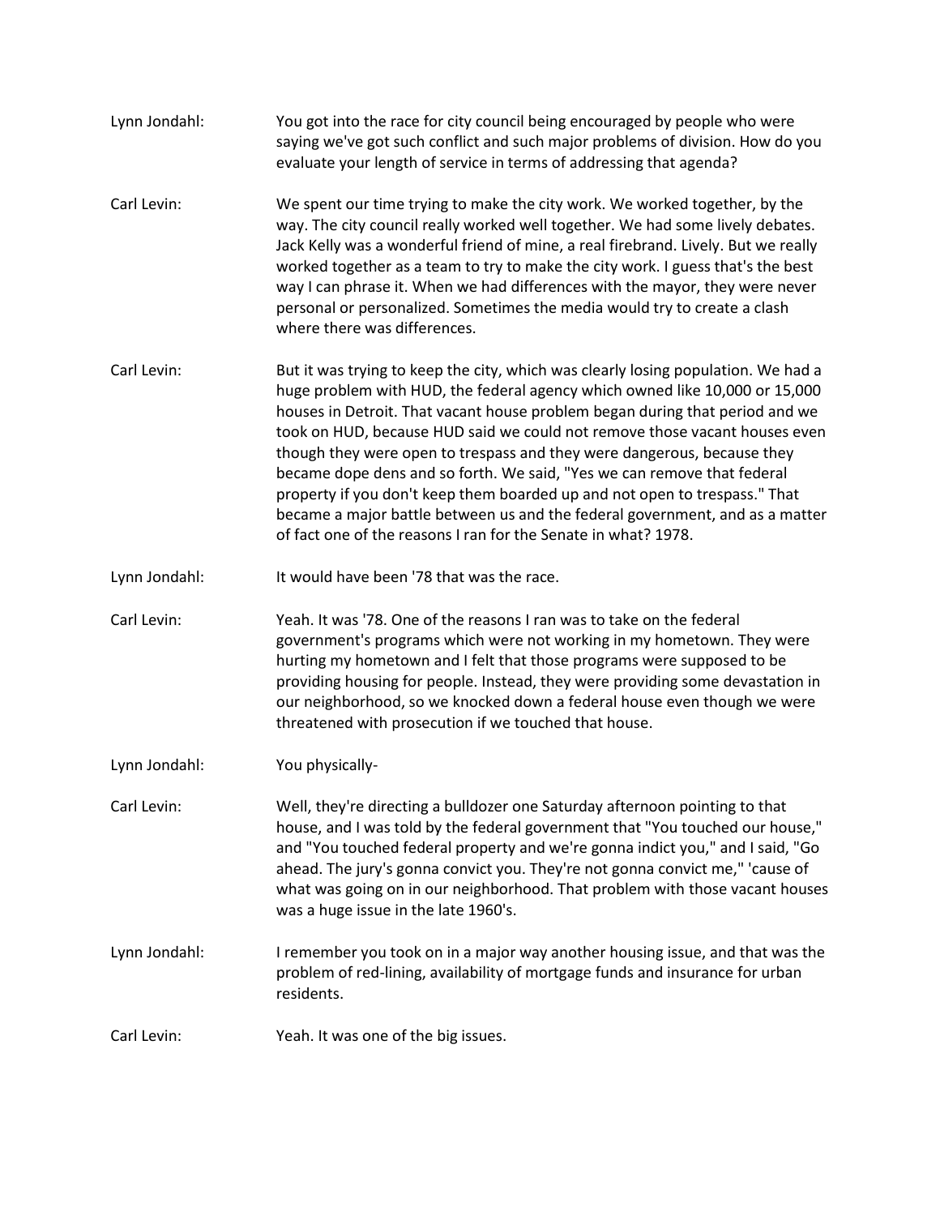Lynn Jondahl: You got into the race for city council being encouraged by people who were saying we've got such conflict and such major problems of division. How do you evaluate your length of service in terms of addressing that agenda?

Carl Levin: We spent our time trying to make the city work. We worked together, by the way. The city council really worked well together. We had some lively debates. Jack Kelly was a wonderful friend of mine, a real firebrand. Lively. But we really worked together as a team to try to make the city work. I guess that's the best way I can phrase it. When we had differences with the mayor, they were never personal or personalized. Sometimes the media would try to create a clash where there was differences.

Carl Levin: But it was trying to keep the city, which was clearly losing population. We had a huge problem with HUD, the federal agency which owned like 10,000 or 15,000 houses in Detroit. That vacant house problem began during that period and we took on HUD, because HUD said we could not remove those vacant houses even though they were open to trespass and they were dangerous, because they became dope dens and so forth. We said, "Yes we can remove that federal property if you don't keep them boarded up and not open to trespass." That became a major battle between us and the federal government, and as a matter of fact one of the reasons I ran for the Senate in what? 1978.

Lynn Jondahl: It would have been '78 that was the race.

Carl Levin: Yeah. It was '78. One of the reasons I ran was to take on the federal government's programs which were not working in my hometown. They were hurting my hometown and I felt that those programs were supposed to be providing housing for people. Instead, they were providing some devastation in our neighborhood, so we knocked down a federal house even though we were threatened with prosecution if we touched that house.

Lynn Jondahl: You physically-

Carl Levin: Well, they're directing a bulldozer one Saturday afternoon pointing to that house, and I was told by the federal government that "You touched our house," and "You touched federal property and we're gonna indict you," and I said, "Go ahead. The jury's gonna convict you. They're not gonna convict me," 'cause of what was going on in our neighborhood. That problem with those vacant houses was a huge issue in the late 1960's.

Lynn Jondahl: I remember you took on in a major way another housing issue, and that was the problem of red-lining, availability of mortgage funds and insurance for urban residents.

Carl Levin: Yeah. It was one of the big issues.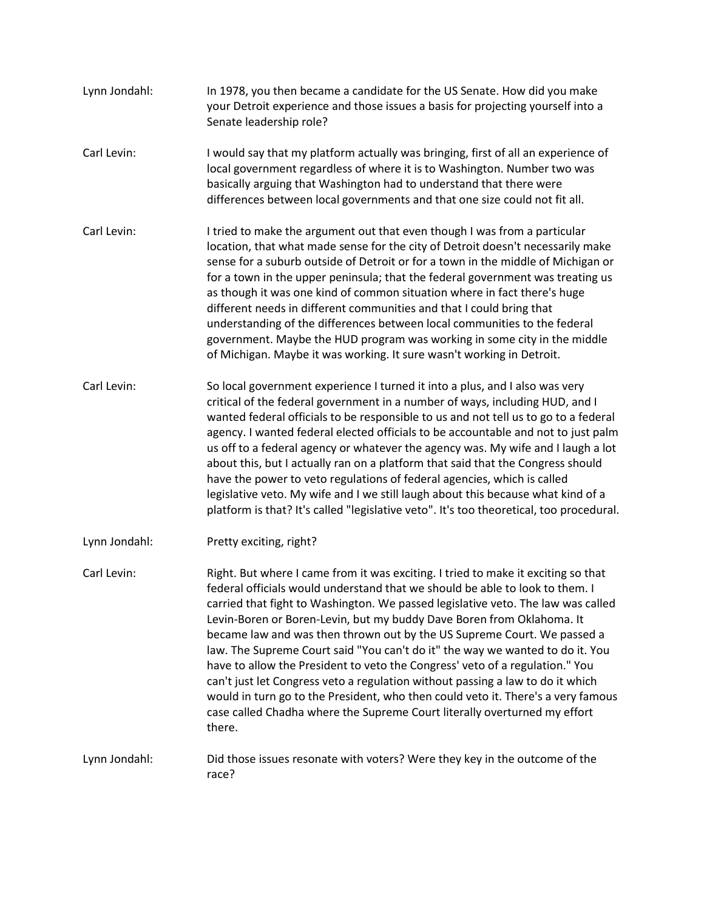**Lynn Jondahl:** In 1978, you then became a candidate for the US Senate. How did you make your Detroit experience and those issues a basis for projecting yourself into a Senate leadership role?

**Carl Levin:** I would say that my platform actually was bringing, first of all an experience of local government regardless of where it is to Washington. Number two was basically arguing that Washington had to understand that there were differences between local governments and that one size could not fit all.

**Carl Levin:** I tried to make the argument out that even though I was from a particular location, that what made sense for the city of Detroit doesn't necessarily make sense for a suburb outside of Detroit or for a town in the middle of Michigan or for a town in the upper peninsula; that the federal government was treating us as though it was one kind of common situation where in fact there's huge different needs in different communities and that I could bring that understanding of the differences between local communities to the federal government. Maybe the HUD program was working in some city in the middle of Michigan. Maybe it was working. It sure wasn't working in Detroit.

**Carl Levin:** So local government experience I turned it into a plus, and I also was very critical of the federal government in a number of ways, including HUD, and I wanted federal officials to be responsible to us and not tell us to go to a federal agency. I wanted federal elected officials to be accountable and not to just palm us off to a federal agency or whatever the agency was. My wife and I laugh a lot about this, but I actually ran on a platform that said that the Congress should have the power to veto regulations of federal agencies, which is called legislative veto. My wife and I we still laugh about this because what kind of a platform is that? It's called "legislative veto". It's too theoretical, too procedural.

**Lynn Jondahl:** Pretty exciting, right?

**Carl Levin:** Right. But where I came from it was exciting. I tried to make it exciting so that federal officials would understand that we should be able to look to them. I carried that fight to Washington. We passed legislative veto. The law was called Levin-Boren or Boren-Levin, but my buddy Dave Boren from Oklahoma. It became law and was then thrown out by the US Supreme Court. We passed a law. The Supreme Court said "You can't do it" the way we wanted to do it. You have to allow the President to veto the Congress' veto of a regulation." You can't just let Congress veto a regulation without passing a law to do it which would in turn go to the President, who then could veto it. There's a very famous case called Chadha where the Supreme Court literally overturned my effort there.

**Lynn Jondahl:** Did those issues resonate with voters? Were they key in the outcome of the race?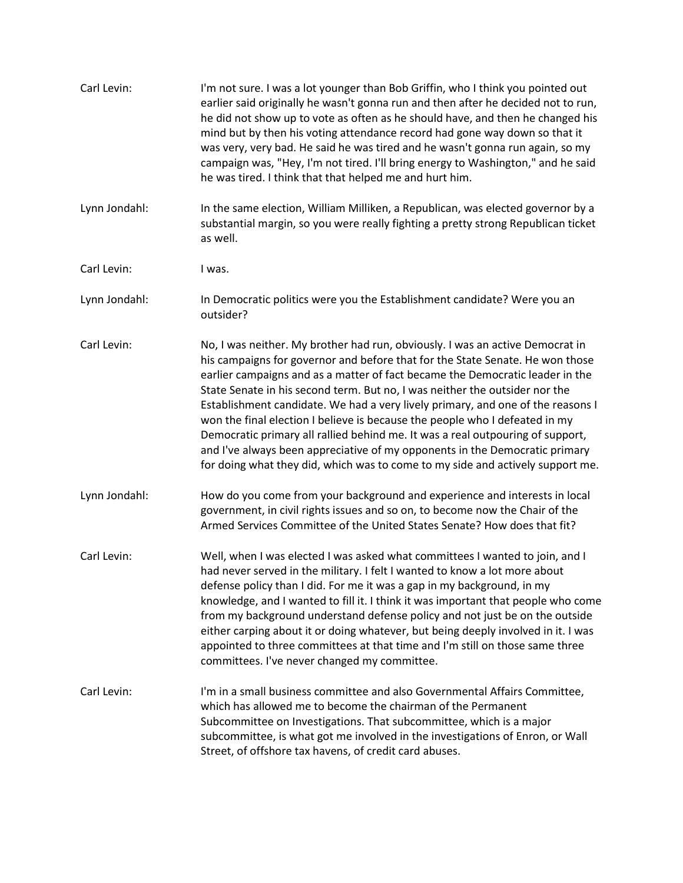**Carl Levin:** I'm not sure. I was a lot younger than Bob Griffin, who I think you pointed out earlier said originally he wasn't gonna run and then after he decided not to run, he did not show up to vote as often as he should have, and then he changed his mind but by then his voting attendance record had gone way down so that it was very, very bad. He said he was tired and he wasn't gonna run again, so my campaign was, "Hey, I'm not tired. I'll bring energy to Washington," and he said he was tired. I think that that helped me and hurt him.

**Lynn Jondahl:** In the same election, William Milliken, a Republican, was elected governor by a substantial margin, so you were really fighting a pretty strong Republican ticket as well.

**Carl Levin:** I was.

**Lynn Jondahl:** In Democratic politics were you the Establishment candidate? Were you an outsider?

**Carl Levin:** No, I was neither. My brother had run, obviously. I was an active Democrat in his campaigns for governor and before that for the State Senate. He won those earlier campaigns and as a matter of fact became the Democratic leader in the State Senate in his second term. But no, I was neither the outsider nor the Establishment candidate. We had a very lively primary, and one of the reasons I won the final election I believe is because the people who I defeated in my Democratic primary all rallied behind me. It was a real outpouring of support, and I've always been appreciative of my opponents in the Democratic primary for doing what they did, which was to come to my side and actively support me.

**Lynn Jondahl:** How do you come from your background and experience and interests in local government, in civil rights issues and so on, to become now the Chair of the Armed Services Committee of the United States Senate? How does that fit?

**Carl Levin:** Well, when I was elected I was asked what committees I wanted to join, and I had never served in the military. I felt I wanted to know a lot more about defense policy than I did. For me it was a gap in my background, in my knowledge, and I wanted to fill it. I think it was important that people who come from my background understand defense policy and not just be on the outside either carping about it or doing whatever, but being deeply involved in it. I was appointed to three committees at that time and I'm still on those same three committees. I've never changed my committee.

**Carl Levin:** I'm in a small business committee and also Governmental Affairs Committee, which has allowed me to become the chairman of the Permanent Subcommittee on Investigations. That subcommittee, which is a major subcommittee, is what got me involved in the investigations of Enron, or Wall Street, of offshore tax havens, of credit card abuses.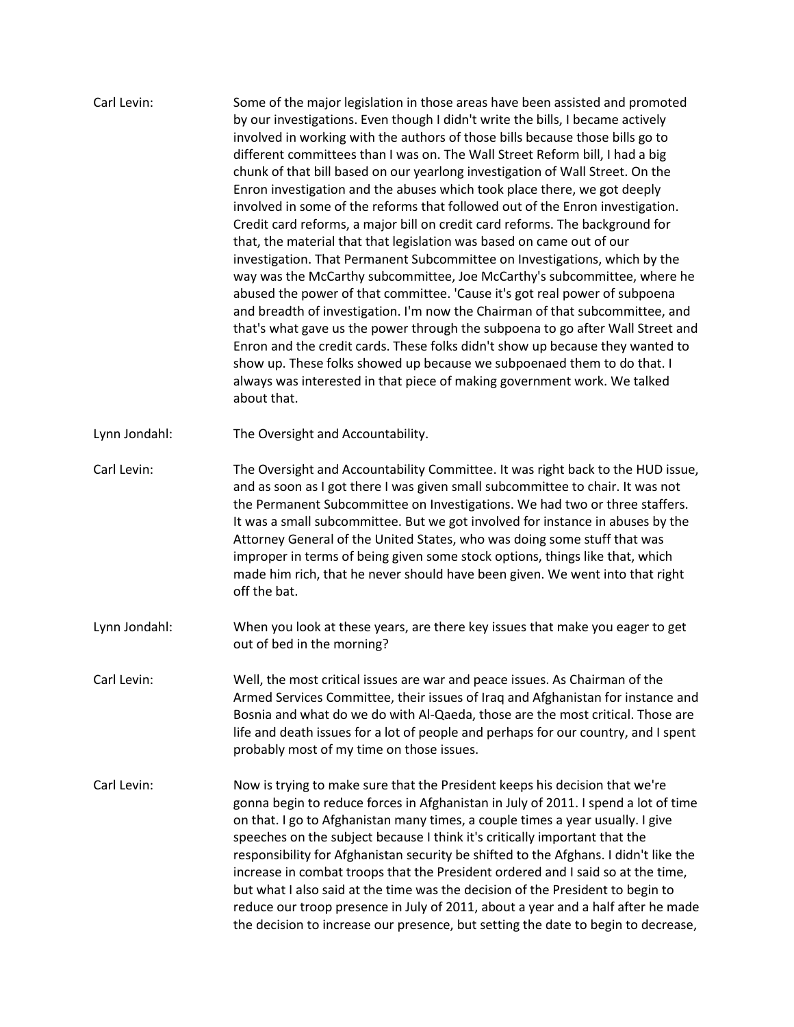Carl Levin: Some of the major legislation in those areas have been assisted and promoted by our investigations. Even though I didn't write the bills, I became actively involved in working with the authors of those bills because those bills go to different committees than I was on. The Wall Street Reform bill, I had a big chunk of that bill based on our yearlong investigation of Wall Street. On the Enron investigation and the abuses which took place there, we got deeply involved in some of the reforms that followed out of the Enron investigation. Credit card reforms, a major bill on credit card reforms. The background for that, the material that that legislation was based on came out of our investigation. That Permanent Subcommittee on Investigations, which by the way was the McCarthy subcommittee, Joe McCarthy's subcommittee, where he abused the power of that committee. 'Cause it's got real power of subpoena and breadth of investigation. I'm now the Chairman of that subcommittee, and that's what gave us the power through the subpoena to go after Wall Street and Enron and the credit cards. These folks didn't show up because they wanted to show up. These folks showed up because we subpoenaed them to do that. I always was interested in that piece of making government work. We talked about that.

Lynn Jondahl: The Oversight and Accountability.

Carl Levin: The Oversight and Accountability Committee. It was right back to the HUD issue, and as soon as I got there I was given small subcommittee to chair. It was not the Permanent Subcommittee on Investigations. We had two or three staffers. It was a small subcommittee. But we got involved for instance in abuses by the Attorney General of the United States, who was doing some stuff that was improper in terms of being given some stock options, things like that, which made him rich, that he never should have been given. We went into that right off the bat.

Lynn Jondahl: When you look at these years, are there key issues that make you eager to get out of bed in the morning?

Carl Levin: Well, the most critical issues are war and peace issues. As Chairman of the Armed Services Committee, their issues of Iraq and Afghanistan for instance and Bosnia and what do we do with Al-Qaeda, those are the most critical. Those are life and death issues for a lot of people and perhaps for our country, and I spent probably most of my time on those issues.

Carl Levin: Now is trying to make sure that the President keeps his decision that we're gonna begin to reduce forces in Afghanistan in July of 2011. I spend a lot of time on that. I go to Afghanistan many times, a couple times a year usually. I give speeches on the subject because I think it's critically important that the responsibility for Afghanistan security be shifted to the Afghans. I didn't like the increase in combat troops that the President ordered and I said so at the time, but what I also said at the time was the decision of the President to begin to reduce our troop presence in July of 2011, about a year and a half after he made the decision to increase our presence, but setting the date to begin to decrease,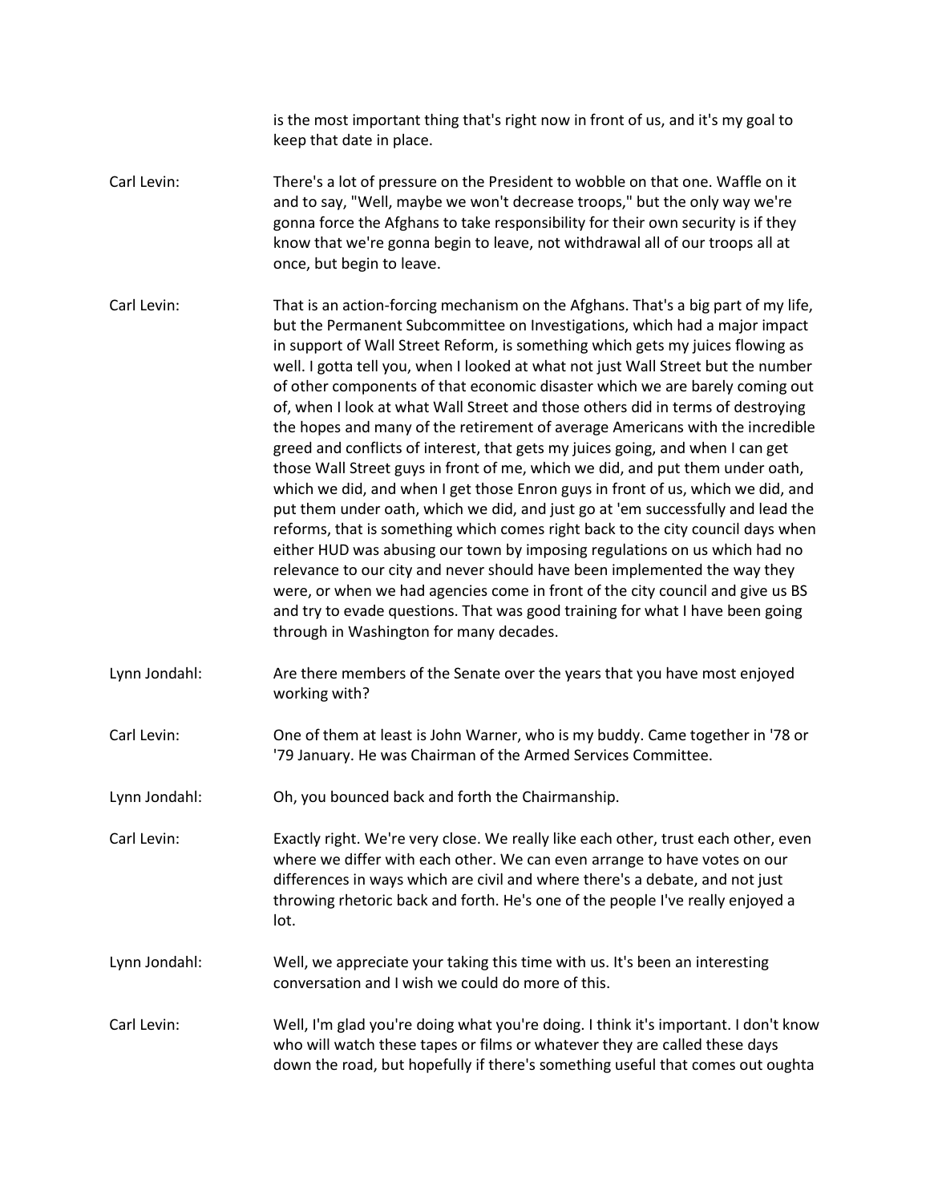is the most important thing that's right now in front of us, and it's my goal to keep that date in place.

Carl Levin: There's a lot of pressure on the President to wobble on that one. Waffle on it and to say, "Well, maybe we won't decrease troops," but the only way we're gonna force the Afghans to take responsibility for their own security is if they know that we're gonna begin to leave, not withdrawal all of our troops all at once, but begin to leave.

Carl Levin: That is an action-forcing mechanism on the Afghans. That's a big part of my life, but the Permanent Subcommittee on Investigations, which had a major impact in support of Wall Street Reform, is something which gets my juices flowing as well. I gotta tell you, when I looked at what not just Wall Street but the number of other components of that economic disaster which we are barely coming out of, when I look at what Wall Street and those others did in terms of destroying the hopes and many of the retirement of average Americans with the incredible greed and conflicts of interest, that gets my juices going, and when I can get those Wall Street guys in front of me, which we did, and put them under oath, which we did, and when I get those Enron guys in front of us, which we did, and put them under oath, which we did, and just go at 'em successfully and lead the reforms, that is something which comes right back to the city council days when either HUD was abusing our town by imposing regulations on us which had no relevance to our city and never should have been implemented the way they were, or when we had agencies come in front of the city council and give us BS and try to evade questions. That was good training for what I have been going through in Washington for many decades.

Lynn Jondahl: Are there members of the Senate over the years that you have most enjoyed working with?

Carl Levin: One of them at least is John Warner, who is my buddy. Came together in '78 or '79 January. He was Chairman of the Armed Services Committee.

Lynn Jondahl: Oh, you bounced back and forth the Chairmanship.

Carl Levin: Exactly right. We're very close. We really like each other, trust each other, even where we differ with each other. We can even arrange to have votes on our differences in ways which are civil and where there's a debate, and not just throwing rhetoric back and forth. He's one of the people I've really enjoyed a lot.

Lynn Jondahl: Well, we appreciate your taking this time with us. It's been an interesting conversation and I wish we could do more of this.

Carl Levin: Well, I'm glad you're doing what you're doing. I think it's important. I don't know who will watch these tapes or films or whatever they are called these days down the road, but hopefully if there's something useful that comes out oughta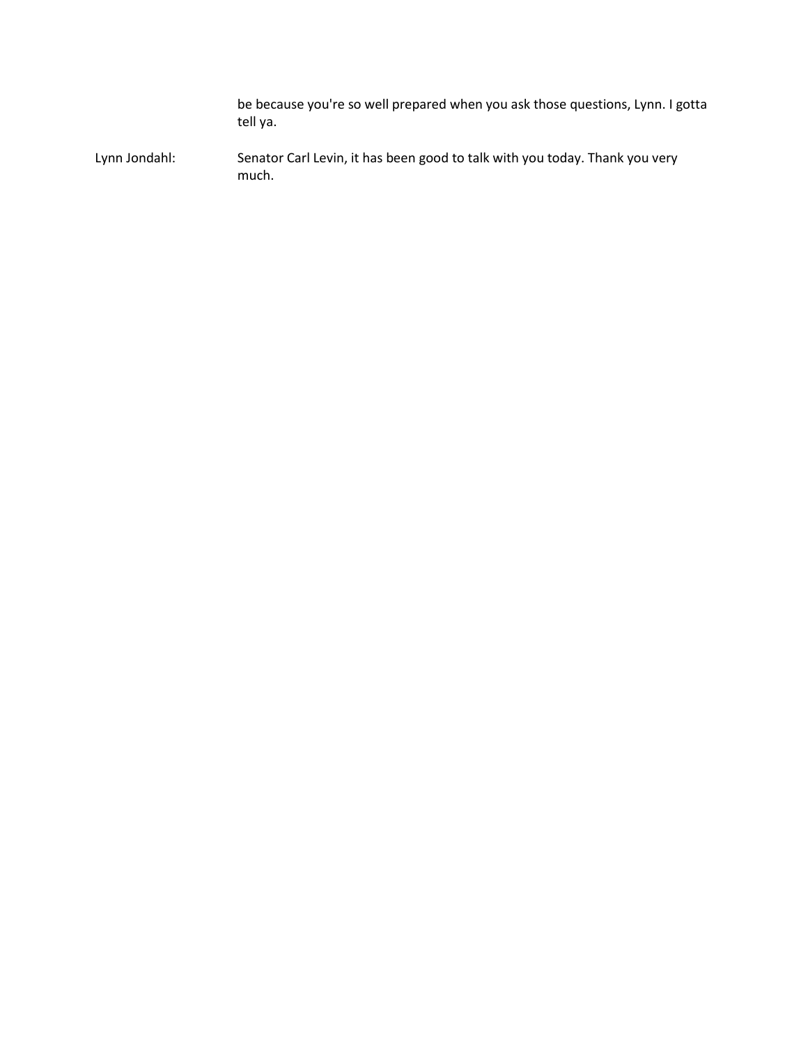be because you're so well prepared when you ask those questions, Lynn. I gotta tell ya.

Lynn Jondahl: Senator Carl Levin, it has been good to talk with you today. Thank you very much.